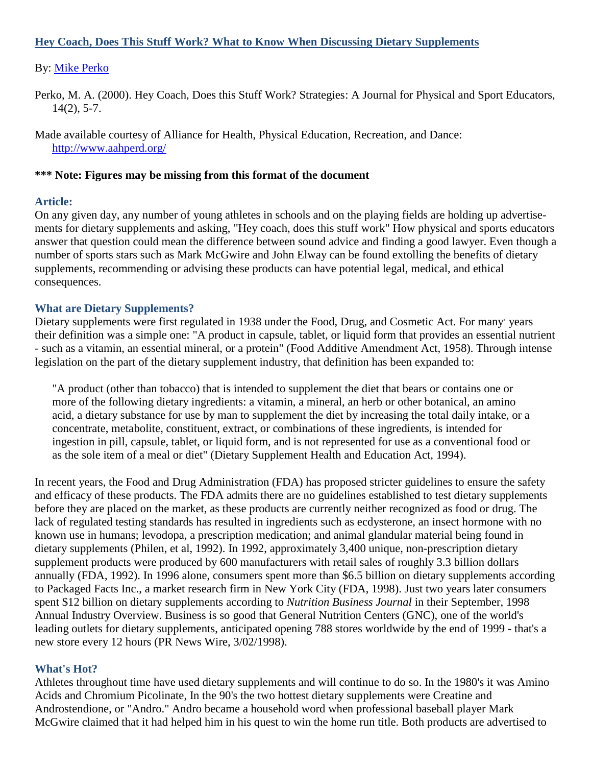# [Hey Coach, Does This Stuff Work? What to Know When Discussing Dietary Supplements](#)

By: [Mike Perko](#)

Perko, M. A. (2000). Hey Coach, Does this Stuff Work? Strategies: A Journal for Physical and Sport Educators, 14(2), 5-7.

Made available courtesy of Alliance for Health, Physical Education, Recreation, and Dance: [http://www.aahperd.org/](http://www.aahperd.org/)

**\*\*\* Note: Figures may be missing from this format of the document**

## Article:

On any given day, any number of young athletes in schools and on the playing fields are holding up advertisements for dietary supplements and asking, "Hey coach, does this stuff work" How physical and sports educators answer that question could mean the difference between sound advice and finding a good lawyer. Even though a number of sports stars such as Mark McGwire and John Elway can be found extolling the benefits of dietary supplements, recommending or advising these products can have potential legal, medical, and ethical consequences.

## What are Dietary Supplements?

Dietary supplements were first regulated in 1938 under the Food, Drug, and Cosmetic Act. For many years their definition was a simple one: "A product in capsule, tablet, or liquid form that provides an essential nutrient - such as a vitamin, an essential mineral, or a protein" (Food Additive Amendment Act, 1958). Through intense legislation on the part of the dietary supplement industry, that definition has been expanded to:

> "A product (other than tobacco) that is intended to supplement the diet that bears or contains one or more of the following dietary ingredients: a vitamin, a mineral, an herb or other botanical, an amino acid, a dietary substance for use by man to supplement the diet by increasing the total daily intake, or a concentrate, metabolite, constituent, extract, or combinations of these ingredients, is intended for ingestion in pill, capsule, tablet, or liquid form, and is not represented for use as a conventional food or as the sole item of a meal or diet" (Dietary Supplement Health and Education Act, 1994).

In recent years, the Food and Drug Administration (FDA) has proposed stricter guidelines to ensure the safety and efficacy of these products. The FDA admits there are no guidelines established to test dietary supplements before they are placed on the market, as these products are currently neither recognized as food or drug. The lack of regulated testing standards has resulted in ingredients such as ecdysterone, an insect hormone with no known use in humans; levodopa, a prescription medication; and animal glandular material being found in dietary supplements (Philen, et al, 1992). In 1992, approximately 3,400 unique, non-prescription dietary supplement products were produced by 600 manufacturers with retail sales of roughly 3.3 billion dollars annually (FDA, 1992). In 1996 alone, consumers spent more than $6.5 billion on dietary supplements according to Packaged Facts Inc., a market research firm in New York City (FDA, 1998). Just two years later consumers spent $12 billion on dietary supplements according to *Nutrition Business Journal* in their September, 1998 Annual Industry Overview. Business is so good that General Nutrition Centers (GNC), one of the world's leading outlets for dietary supplements, anticipated opening 788 stores worldwide by the end of 1999 - that's a new store every 12 hours (PR News Wire, 3/02/1998).

## What's Hot?

Athletes throughout time have used dietary supplements and will continue to do so. In the 1980's it was Amino Acids and Chromium Picolinate, In the 90's the two hottest dietary supplements were Creatine and Androstendione, or "Andro." Andro became a household word when professional baseball player Mark McGwire claimed that it had helped him in his quest to win the home run title. Both products are advertised to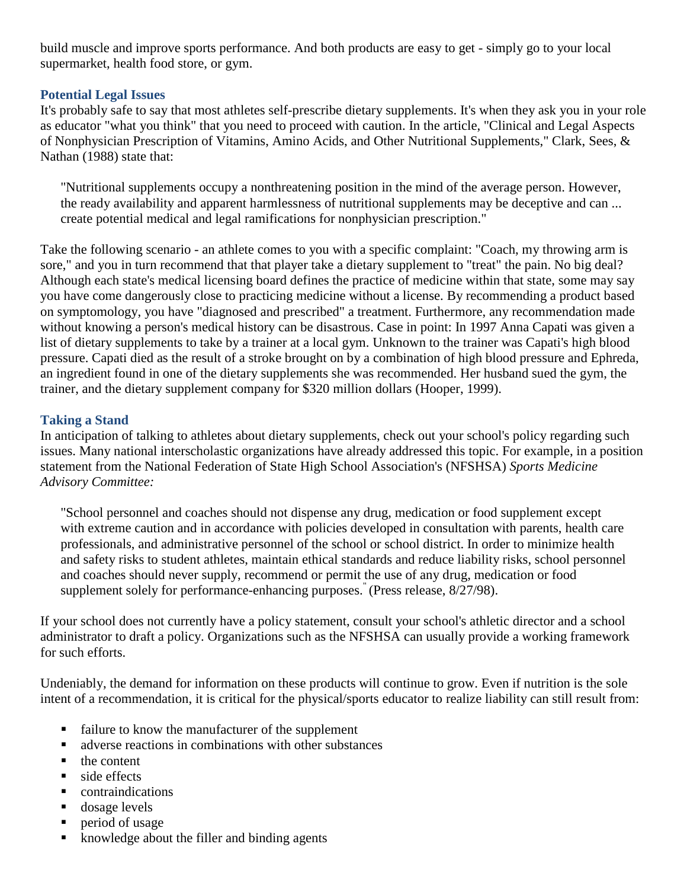build muscle and improve sports performance. And both products are easy to get - simply go to your local supermarket, health food store, or gym.

### Potential Legal Issues

It's probably safe to say that most athletes self-prescribe dietary supplements. It's when they ask you in your role as educator "what you think" that you need to proceed with caution. In the article, "Clinical and Legal Aspects of Nonphysician Prescription of Vitamins, Amino Acids, and Other Nutritional Supplements," Clark, Sees, & Nathan (1988) state that:

> "Nutritional supplements occupy a nonthreatening position in the mind of the average person. However, the ready availability and apparent harmlessness of nutritional supplements may be deceptive and can ... create potential medical and legal ramifications for nonphysician prescription."

Take the following scenario - an athlete comes to you with a specific complaint: "Coach, my throwing arm is sore," and you in turn recommend that that player take a dietary supplement to "treat" the pain. No big deal? Although each state's medical licensing board defines the practice of medicine within that state, some may say you have come dangerously close to practicing medicine without a license. By recommending a product based on symptomology, you have "diagnosed and prescribed" a treatment. Furthermore, any recommendation made without knowing a person's medical history can be disastrous. Case in point: In 1997 Anna Capati was given a list of dietary supplements to take by a trainer at a local gym. Unknown to the trainer was Capati's high blood pressure. Capati died as the result of a stroke brought on by a combination of high blood pressure and Ephreda, an ingredient found in one of the dietary supplements she was recommended. Her husband sued the gym, the trainer, and the dietary supplement company for $320 million dollars (Hooper, 1999).

### Taking a Stand

In anticipation of talking to athletes about dietary supplements, check out your school's policy regarding such issues. Many national interscholastic organizations have already addressed this topic. For example, in a position statement from the National Federation of State High School Association's (NFSHSA) *Sports Medicine Advisory Committee:*

> "School personnel and coaches should not dispense any drug, medication or food supplement except with extreme caution and in accordance with policies developed in consultation with parents, health care professionals, and administrative personnel of the school or school district. In order to minimize health and safety risks to student athletes, maintain ethical standards and reduce liability risks, school personnel and coaches should never supply, recommend or permit the use of any drug, medication or food supplement solely for performance-enhancing purposes." (Press release, 8/27/98).

If your school does not currently have a policy statement, consult your school's athletic director and a school administrator to draft a policy. Organizations such as the NFSHSA can usually provide a working framework for such efforts.

Undeniably, the demand for information on these products will continue to grow. Even if nutrition is the sole intent of a recommendation, it is critical for the physical/sports educator to realize liability can still result from:

- failure to know the manufacturer of the supplement
- adverse reactions in combinations with other substances
- the content
- side effects
- contraindications
- dosage levels
- period of usage
- knowledge about the filler and binding agents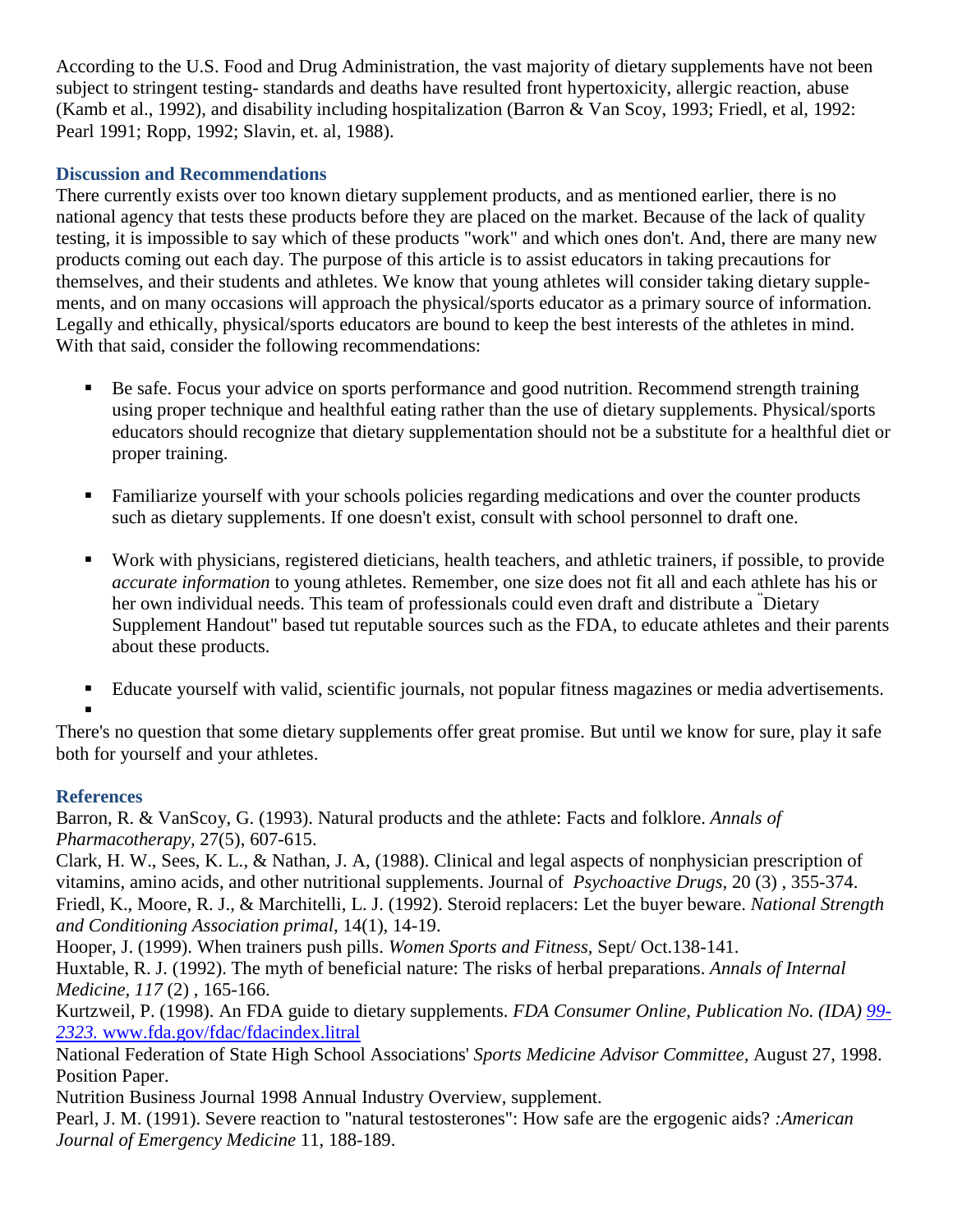According to the U.S. Food and Drug Administration, the vast majority of dietary supplements have not been subject to stringent testing- standards and deaths have resulted front hypertoxicity, allergic reaction, abuse (Kamb et al., 1992), and disability including hospitalization (Barron & Van Scoy, 1993; Friedl, et al, 1992: Pearl 1991; Ropp, 1992; Slavin, et. al, 1988).

### Discussion and Recommendations

There currently exists over too known dietary supplement products, and as mentioned earlier, there is no national agency that tests these products before they are placed on the market. Because of the lack of quality testing, it is impossible to say which of these products "work" and which ones don't. And, there are many new products coming out each day. The purpose of this article is to assist educators in taking precautions for themselves, and their students and athletes. We know that young athletes will consider taking dietary supplements, and on many occasions will approach the physical/sports educator as a primary source of information. Legally and ethically, physical/sports educators are bound to keep the best interests of the athletes in mind. With that said, consider the following recommendations:

- Be safe. Focus your advice on sports performance and good nutrition. Recommend strength training using proper technique and healthful eating rather than the use of dietary supplements. Physical/sports educators should recognize that dietary supplementation should not be a substitute for a healthful diet or proper training.
- Familiarize yourself with your schools policies regarding medications and over the counter products such as dietary supplements. If one doesn't exist, consult with school personnel to draft one.
- Work with physicians, registered dieticians, health teachers, and athletic trainers, if possible, to provide *accurate information* to young athletes. Remember, one size does not fit all and each athlete has his or her own individual needs. This team of professionals could even draft and distribute a "Dietary Supplement Handout" based tut reputable sources such as the FDA, to educate athletes and their parents about these products.
- Educate yourself with valid, scientific journals, not popular fitness magazines or media advertisements.

There's no question that some dietary supplements offer great promise. But until we know for sure, play it safe both for yourself and your athletes.

### References

Barron, R. & VanScoy, G. (1993). Natural products and the athlete: Facts and folklore. *Annals of Pharmacotherapy*, 27(5), 607-615.

Clark, H. W., Sees, K. L., & Nathan, J. A, (1988). Clinical and legal aspects of nonphysician prescription of vitamins, amino acids, and other nutritional supplements. Journal of *Psychoactive Drugs*, 20 (3) , 355-374.

Friedl, K., Moore, R. J., & Marchitelli, L. J. (1992). Steroid replacers: Let the buyer beware. *National Strength and Conditioning Association primal*, 14(1), 14-19.

Hooper, J. (1999). When trainers push pills. *Women Sports and Fitness*, Sept/ Oct.138-141.

Huxtable, R. J. (1992). The myth of beneficial nature: The risks of herbal preparations. *Annals of Internal Medicine, 117* (2) , 165-166.

Kurtzweil, P. (1998). An FDA guide to dietary supplements. *FDA Consumer Online, Publication No. (IDA) 99-2323.* www.fda.gov/fdac/fdacindex.litral

National Federation of State High School Associations' *Sports Medicine Advisor Committee*, August 27, 1998. Position Paper.

Nutrition Business Journal 1998 Annual Industry Overview, supplement.

Pearl, J. M. (1991). Severe reaction to "natural testosterones": How safe are the ergogenic aids? *:American Journal of Emergency Medicine* 11, 188-189.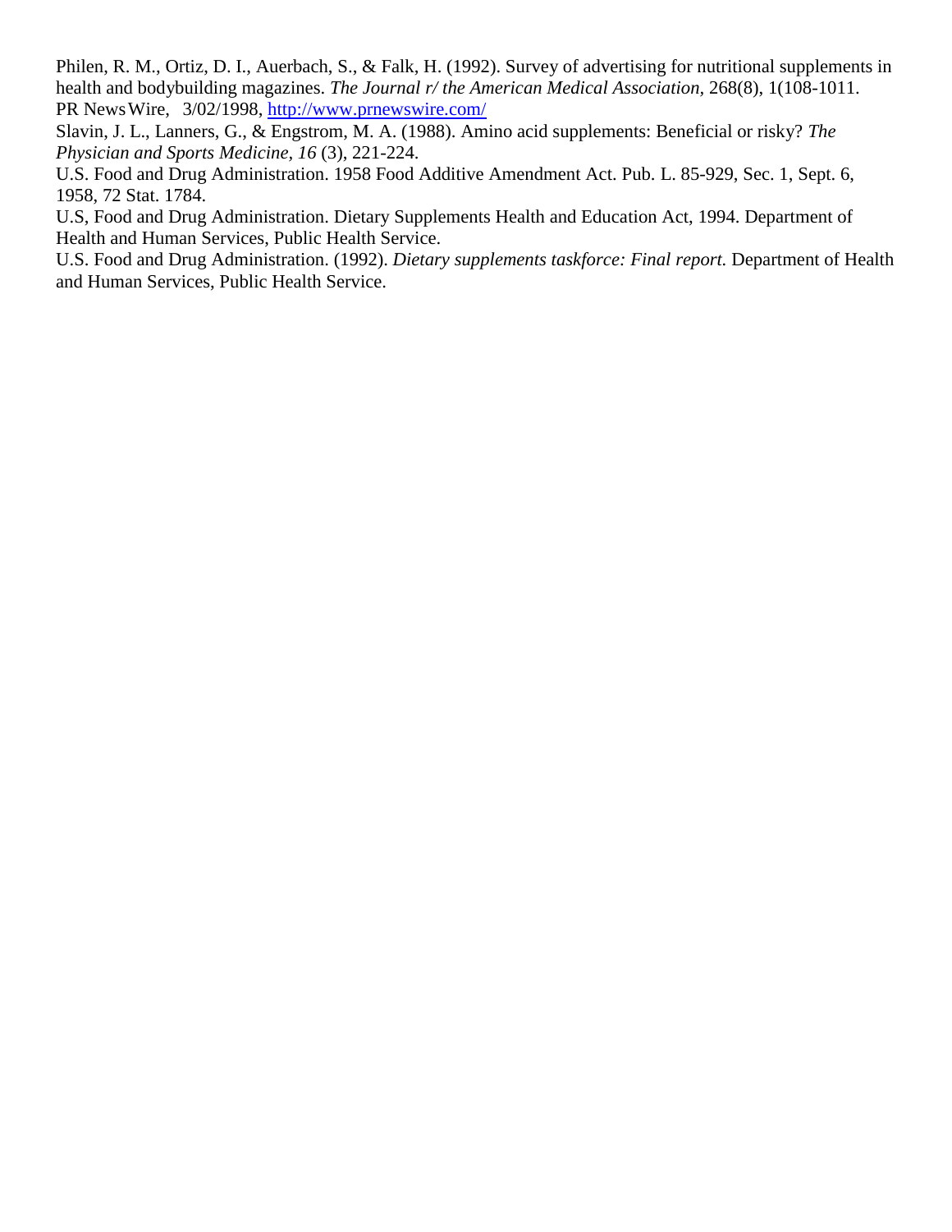Philen, R. M., Ortiz, D. I., Auerbach, S., & Falk, H. (1992). Survey of advertising for nutritional supplements in health and bodybuilding magazines. *The Journal r/ the American Medical Association*, 268(8), 1(108-1011.

PR News Wire, 3/02/1998, http://www.prnewswire.com/

Slavin, J. L., Lanners, G., & Engstrom, M. A. (1988). Amino acid supplements: Beneficial or risky? *The Physician and Sports Medicine*, *16* (3), 221-224.

U.S. Food and Drug Administration. 1958 Food Additive Amendment Act. Pub. L. 85-929, Sec. 1, Sept. 6, 1958, 72 Stat. 1784.

U.S, Food and Drug Administration. Dietary Supplements Health and Education Act, 1994. Department of Health and Human Services, Public Health Service.

U.S. Food and Drug Administration. (1992). *Dietary supplements taskforce: Final report*. Department of Health and Human Services, Public Health Service.